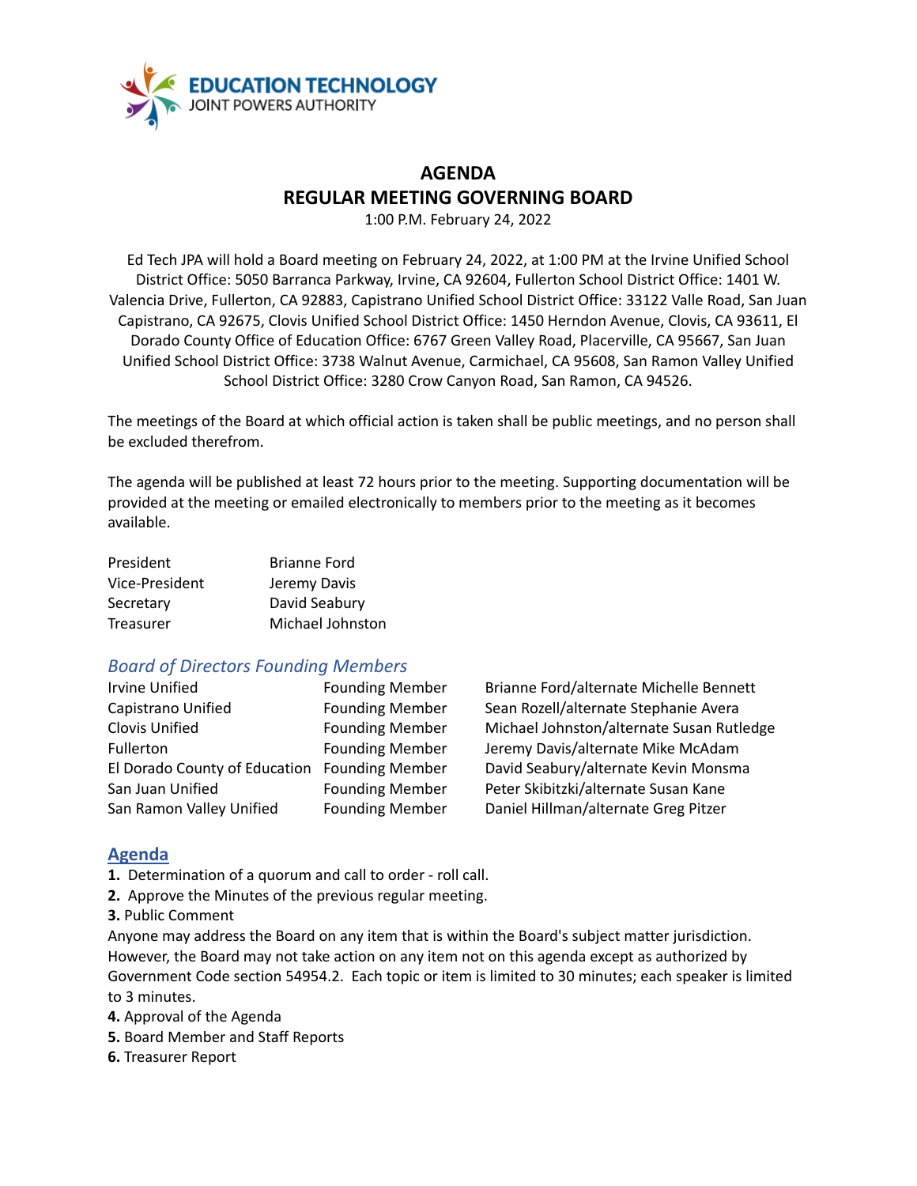EDUCATION TECHNOLOGY
JOINT POWERS AUTHORITY

# AGENDA
# REGULAR MEETING GOVERNING BOARD

1:00 P.M. February 24, 2022

Ed Tech JPA will hold a Board meeting on February 24, 2022, at 1:00 PM at the Irvine Unified School District Office: 5050 Barranca Parkway, Irvine, CA 92604, Fullerton School District Office: 1401 W. Valencia Drive, Fullerton, CA 92883, Capistrano Unified School District Office: 33122 Valle Road, San Juan Capistrano, CA 92675, Clovis Unified School District Office: 1450 Herndon Avenue, Clovis, CA 93611, El Dorado County Office of Education Office: 6767 Green Valley Road, Placerville, CA 95667, San Juan Unified School District Office: 3738 Walnut Avenue, Carmichael, CA 95608, San Ramon Valley Unified School District Office: 3280 Crow Canyon Road, San Ramon, CA 94526.

The meetings of the Board at which official action is taken shall be public meetings, and no person shall be excluded therefrom.

The agenda will be published at least 72 hours prior to the meeting. Supporting documentation will be provided at the meeting or emailed electronically to members prior to the meeting as it becomes available.

| | |
|---|---|
| President | Brianne Ford |
| Vice-President | Jeremy Davis |
| Secretary | David Seabury |
| Treasurer | Michael Johnston |

## *Board of Directors Founding Members*

| | | |
|---|---|---|
| Irvine Unified | Founding Member | Brianne Ford/alternate Michelle Bennett |
| Capistrano Unified | Founding Member | Sean Rozell/alternate Stephanie Avera |
| Clovis Unified | Founding Member | Michael Johnston/alternate Susan Rutledge |
| Fullerton | Founding Member | Jeremy Davis/alternate Mike McAdam |
| El Dorado County of Education | Founding Member | David Seabury/alternate Kevin Monsma |
| San Juan Unified | Founding Member | Peter Skibitzki/alternate Susan Kane |
| San Ramon Valley Unified | Founding Member | Daniel Hillman/alternate Greg Pitzer |

## Agenda

**1.** Determination of a quorum and call to order - roll call.

**2.** Approve the Minutes of the previous regular meeting.

**3.** Public Comment

Anyone may address the Board on any item that is within the Board's subject matter jurisdiction. However, the Board may not take action on any item not on this agenda except as authorized by Government Code section 54954.2. Each topic or item is limited to 30 minutes; each speaker is limited to 3 minutes.

**4.** Approval of the Agenda

**5.** Board Member and Staff Reports

**6.** Treasurer Report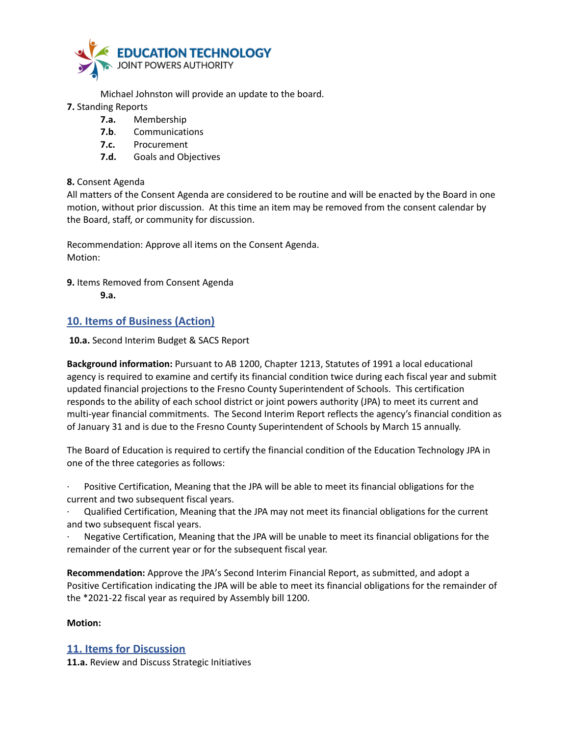Michael Johnston will provide an update to the board.

**7.** Standing Reports

- **7.a.** Membership
- **7.b**. Communications
- **7.c.** Procurement
- **7.d.** Goals and Objectives

**8.** Consent Agenda

All matters of the Consent Agenda are considered to be routine and will be enacted by the Board in one motion, without prior discussion. At this time an item may be removed from the consent calendar by the Board, staff, or community for discussion.

Recommendation: Approve all items on the Consent Agenda.
Motion:

**9.** Items Removed from Consent Agenda

**9.a.**

## 10. Items of Business (Action)

**10.a.** Second Interim Budget & SACS Report

**Background information:** Pursuant to AB 1200, Chapter 1213, Statutes of 1991 a local educational agency is required to examine and certify its financial condition twice during each fiscal year and submit updated financial projections to the Fresno County Superintendent of Schools. This certification responds to the ability of each school district or joint powers authority (JPA) to meet its current and multi-year financial commitments. The Second Interim Report reflects the agency's financial condition as of January 31 and is due to the Fresno County Superintendent of Schools by March 15 annually.

The Board of Education is required to certify the financial condition of the Education Technology JPA in one of the three categories as follows:

- Positive Certification, Meaning that the JPA will be able to meet its financial obligations for the current and two subsequent fiscal years.
- Qualified Certification, Meaning that the JPA may not meet its financial obligations for the current and two subsequent fiscal years.
- Negative Certification, Meaning that the JPA will be unable to meet its financial obligations for the remainder of the current year or for the subsequent fiscal year.

**Recommendation:** Approve the JPA's Second Interim Financial Report, as submitted, and adopt a Positive Certification indicating the JPA will be able to meet its financial obligations for the remainder of the *2021-22 fiscal year as required by Assembly bill 1200.

**Motion:**

## 11. Items for Discussion

**11.a.** Review and Discuss Strategic Initiatives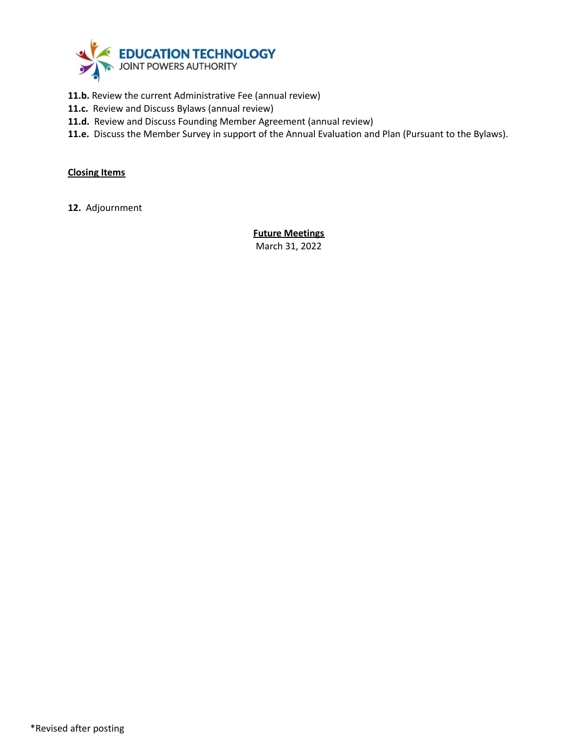**11.b.** Review the current Administrative Fee (annual review)

**11.c.** Review and Discuss Bylaws (annual review)

**11.d.** Review and Discuss Founding Member Agreement (annual review)

**11.e.** Discuss the Member Survey in support of the Annual Evaluation and Plan (Pursuant to the Bylaws).

**Closing Items**

**12.** Adjournment

**Future Meetings**

March 31, 2022

*Revised after posting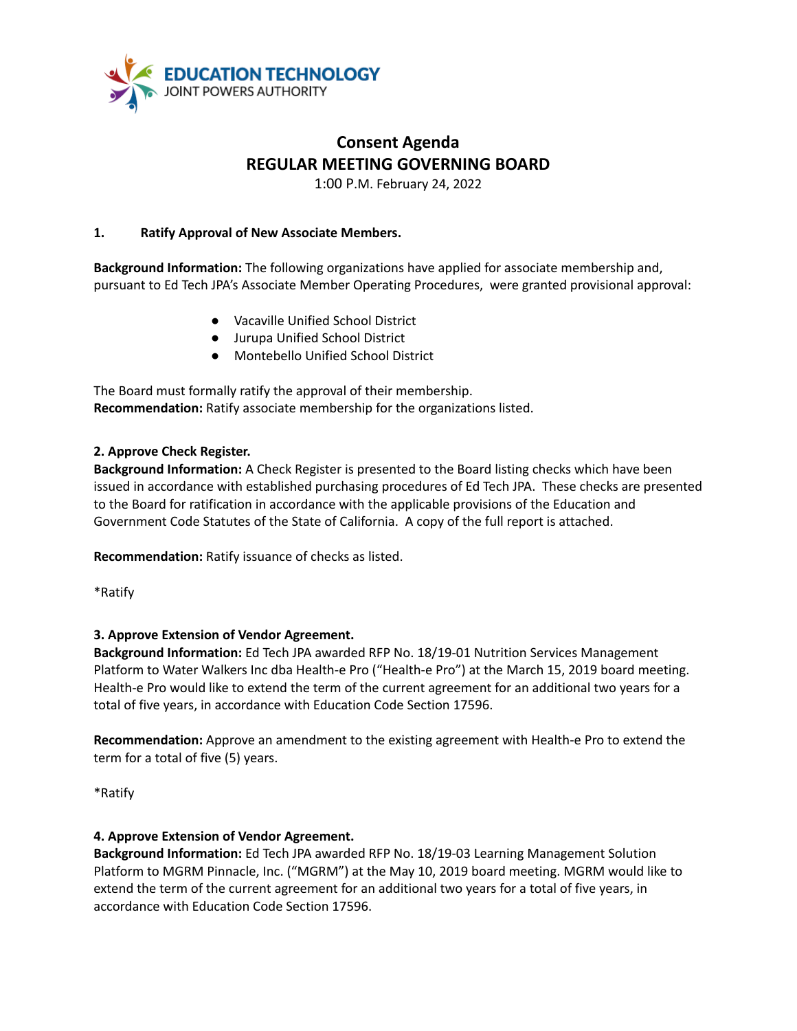# Consent Agenda
## REGULAR MEETING GOVERNING BOARD

1:00 P.M. February 24, 2022

**1. Ratify Approval of New Associate Members.**

**Background Information:** The following organizations have applied for associate membership and, pursuant to Ed Tech JPA's Associate Member Operating Procedures, were granted provisional approval:

- Vacaville Unified School District
- Jurupa Unified School District
- Montebello Unified School District

The Board must formally ratify the approval of their membership.
**Recommendation:** Ratify associate membership for the organizations listed.

**2. Approve Check Register.**
**Background Information:** A Check Register is presented to the Board listing checks which have been issued in accordance with established purchasing procedures of Ed Tech JPA. These checks are presented to the Board for ratification in accordance with the applicable provisions of the Education and Government Code Statutes of the State of California. A copy of the full report is attached.

**Recommendation:** Ratify issuance of checks as listed.

*Ratify

**3. Approve Extension of Vendor Agreement.**
**Background Information:** Ed Tech JPA awarded RFP No. 18/19-01 Nutrition Services Management Platform to Water Walkers Inc dba Health-e Pro ("Health-e Pro") at the March 15, 2019 board meeting. Health-e Pro would like to extend the term of the current agreement for an additional two years for a total of five years, in accordance with Education Code Section 17596.

**Recommendation:** Approve an amendment to the existing agreement with Health-e Pro to extend the term for a total of five (5) years.

*Ratify

**4. Approve Extension of Vendor Agreement.**
**Background Information:** Ed Tech JPA awarded RFP No. 18/19-03 Learning Management Solution Platform to MGRM Pinnacle, Inc. ("MGRM") at the May 10, 2019 board meeting. MGRM would like to extend the term of the current agreement for an additional two years for a total of five years, in accordance with Education Code Section 17596.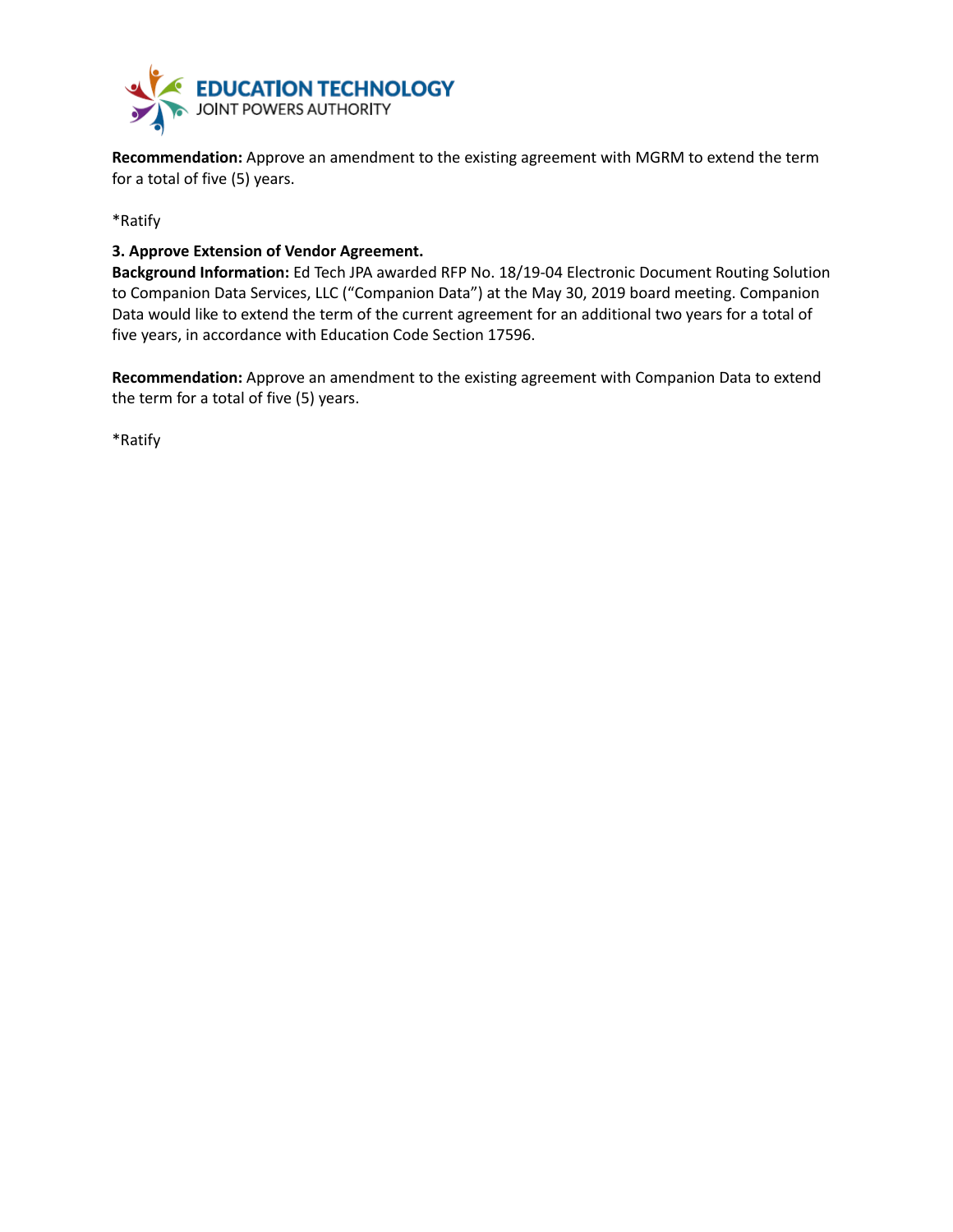**Recommendation:** Approve an amendment to the existing agreement with MGRM to extend the term for a total of five (5) years.

*Ratify

**3. Approve Extension of Vendor Agreement.**
**Background Information:** Ed Tech JPA awarded RFP No. 18/19-04 Electronic Document Routing Solution to Companion Data Services, LLC (“Companion Data”) at the May 30, 2019 board meeting. Companion Data would like to extend the term of the current agreement for an additional two years for a total of five years, in accordance with Education Code Section 17596.

**Recommendation:** Approve an amendment to the existing agreement with Companion Data to extend the term for a total of five (5) years.

*Ratify